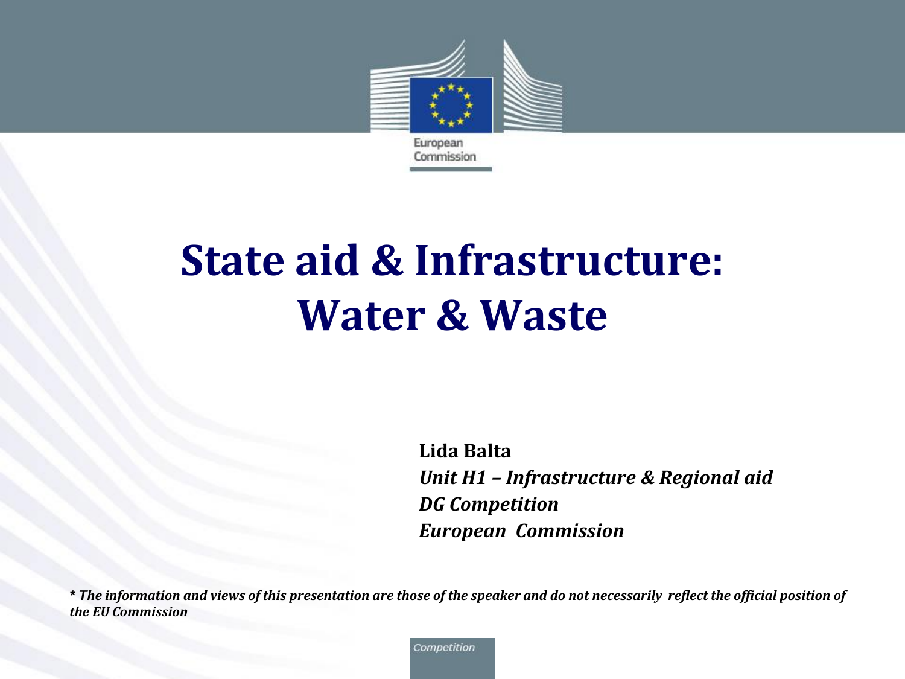European Commission

# State aid & Infrastructure: Water & Waste

**Lida Balta**
***Unit H1 – Infrastructure & Regional aid***
***DG Competition***
***European Commission***

***\* The information and views of this presentation are those of the speaker and do not necessarily reflect the official position of the EU Commission***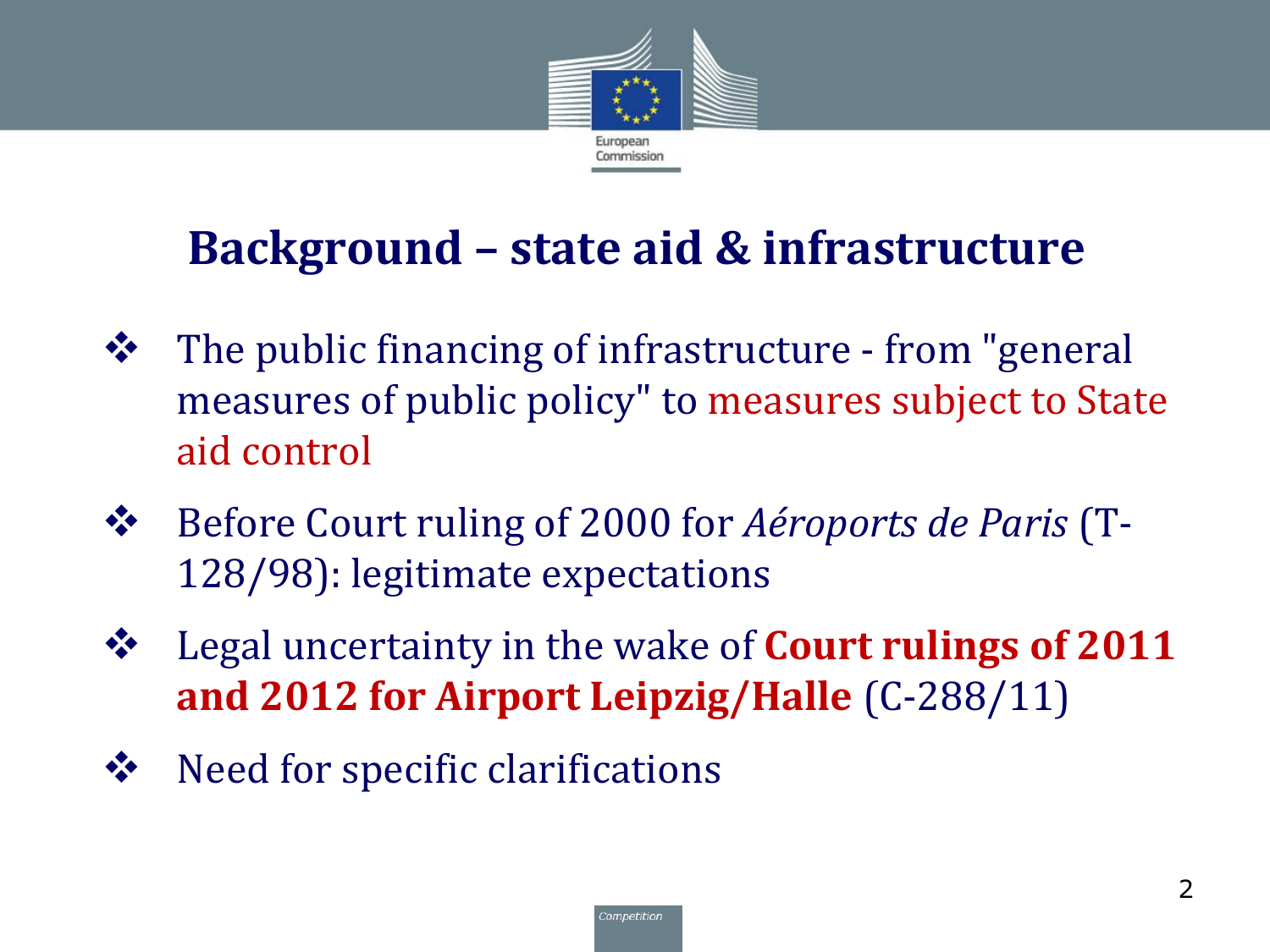# Background – state aid & infrastructure

- The public financing of infrastructure - from "general measures of public policy" to measures subject to State aid control
- Before Court ruling of 2000 for *Aéroports de Paris* (T-128/98): legitimate expectations
- Legal uncertainty in the wake of **Court rulings of 2011 and 2012 for Airport Leipzig/Halle** (C-288/11)
- Need for specific clarifications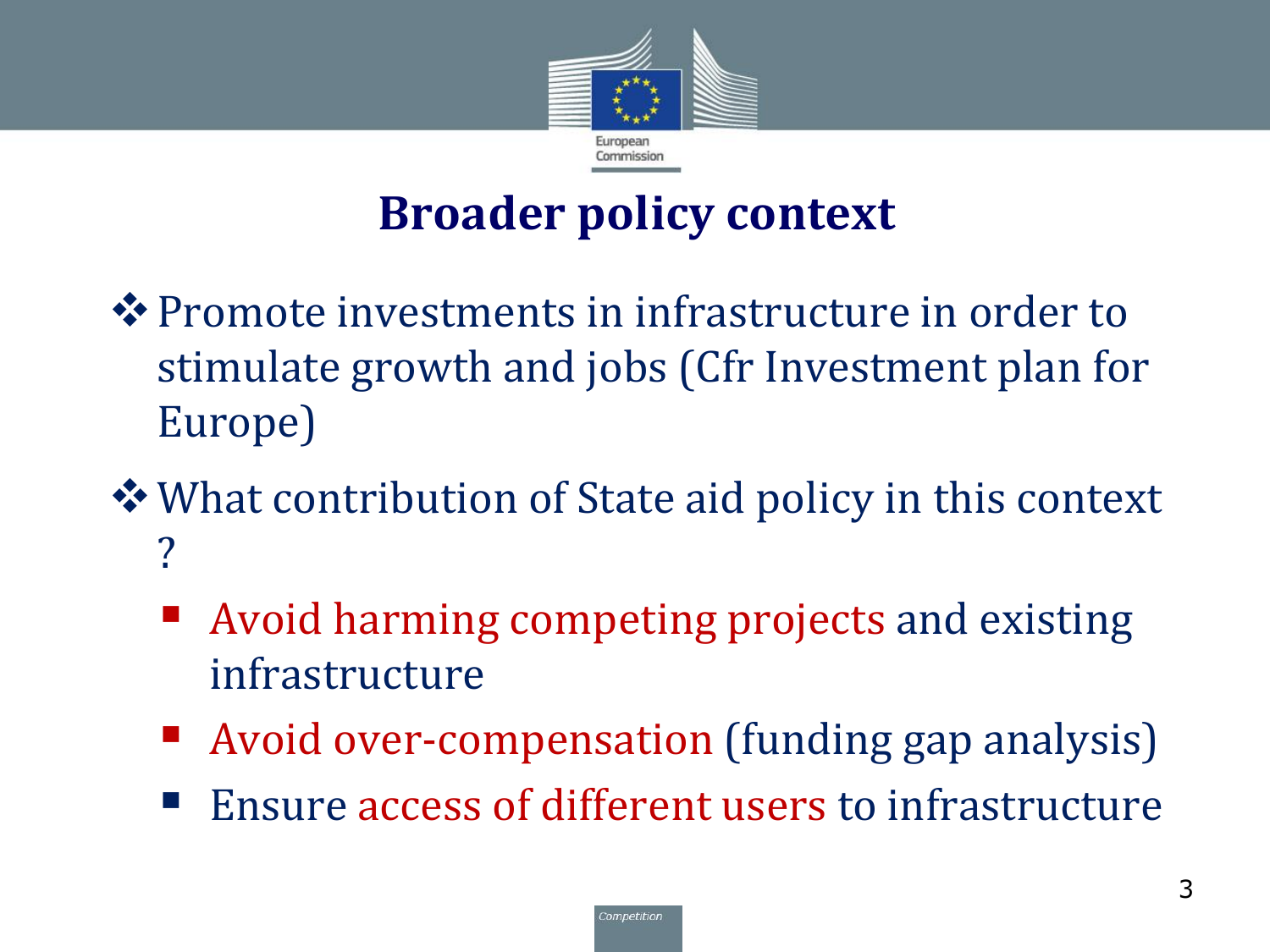# Broader policy context

- Promote investments in infrastructure in order to stimulate growth and jobs (Cfr Investment plan for Europe)
- What contribution of State aid policy in this context ?
  - Avoid harming competing projects and existing infrastructure
  - Avoid over-compensation (funding gap analysis)
  - Ensure access of different users to infrastructure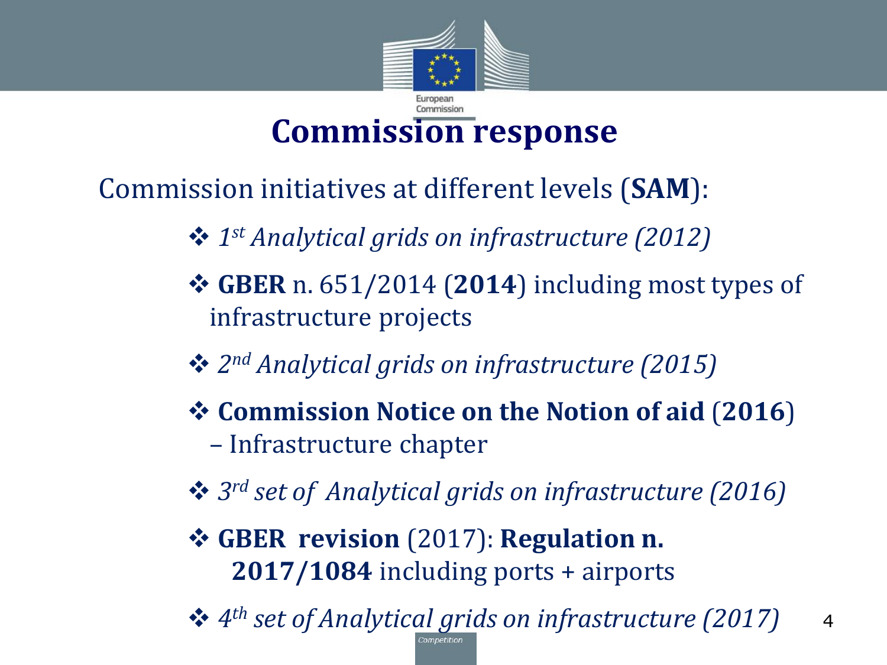# Commission response

Commission initiatives at different levels (**SAM**):

- *1st Analytical grids on infrastructure (2012)*
- **GBER** n. 651/2014 (**2014**) including most types of infrastructure projects
- *2nd Analytical grids on infrastructure (2015)*
- **Commission Notice on the Notion of aid** (**2016**) – Infrastructure chapter
- *3rd set of Analytical grids on infrastructure (2016)*
- **GBER revision** (2017): **Regulation n. 2017/1084** including ports + airports
- *4th set of Analytical grids on infrastructure (2017)*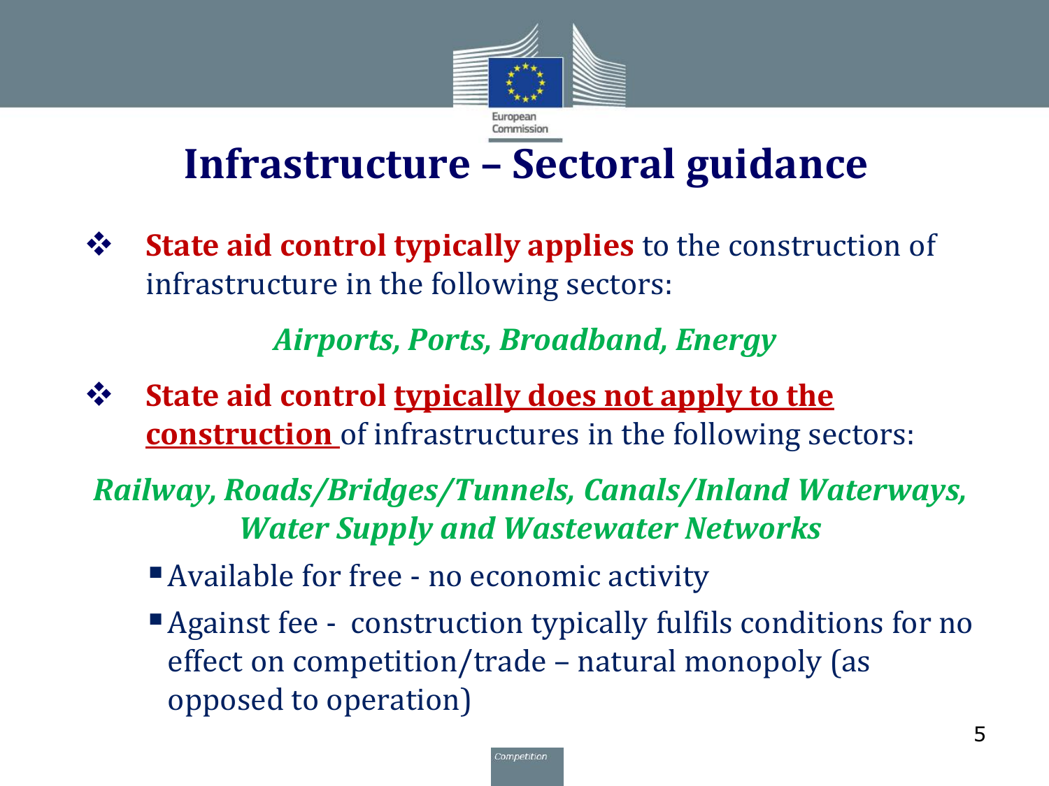# Infrastructure – Sectoral guidance

- **State aid control typically applies** to the construction of infrastructure in the following sectors:

*Airports, Ports, Broadband, Energy*

- **State aid control <u>typically does not apply to the construction</u>** of infrastructures in the following sectors:

*Railway, Roads/Bridges/Tunnels, Canals/Inland Waterways, Water Supply and Wastewater Networks*

  - Available for free - no economic activity
  - Against fee - construction typically fulfils conditions for no effect on competition/trade – natural monopoly (as opposed to operation)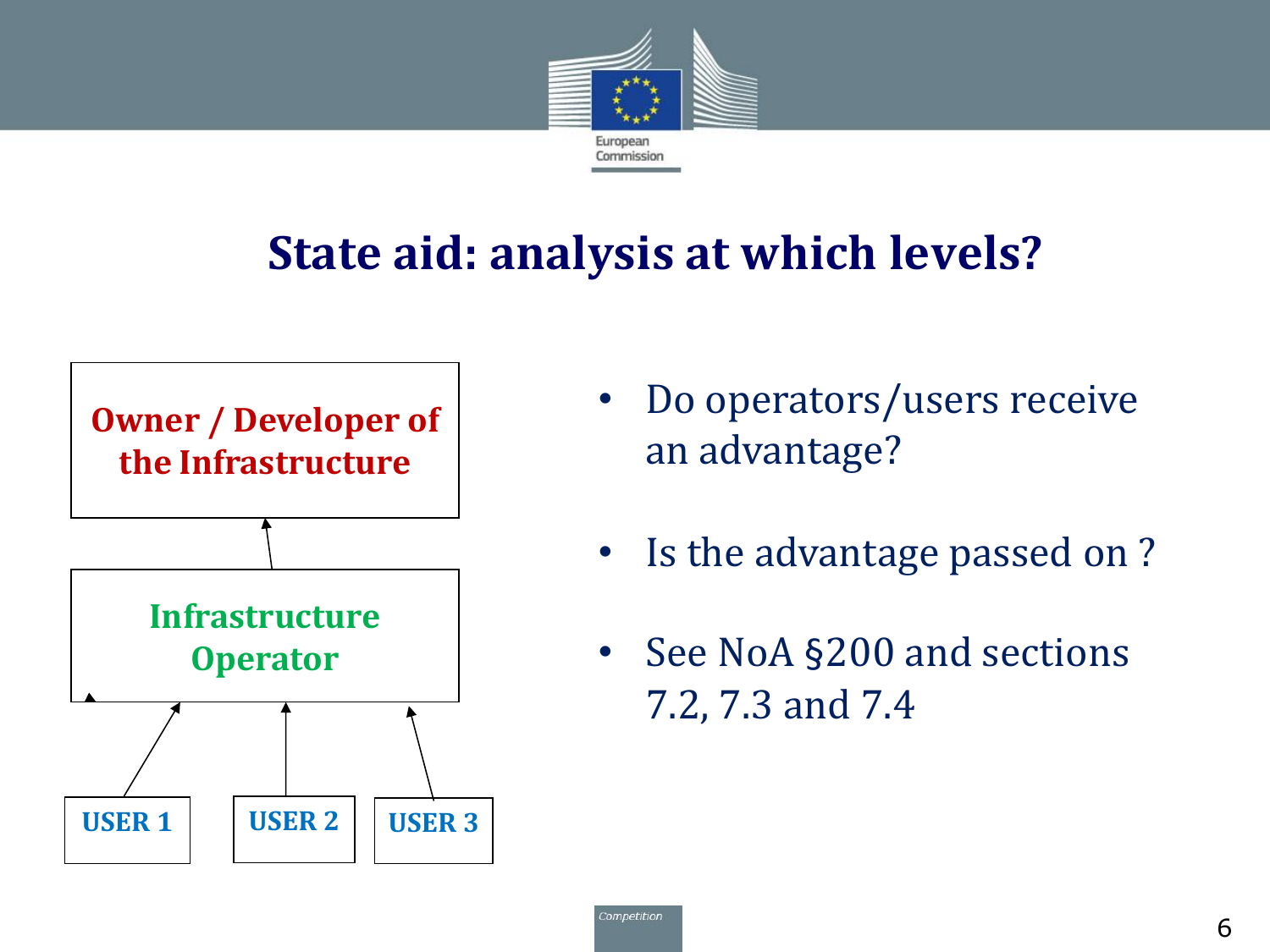# State aid: analysis at which levels?

**Owner / Developer of the Infrastructure**

**Infrastructure Operator**

**USER 1** **USER 2** **USER 3**

- Do operators/users receive an advantage?
- Is the advantage passed on ?
- See NoA §200 and sections 7.2, 7.3 and 7.4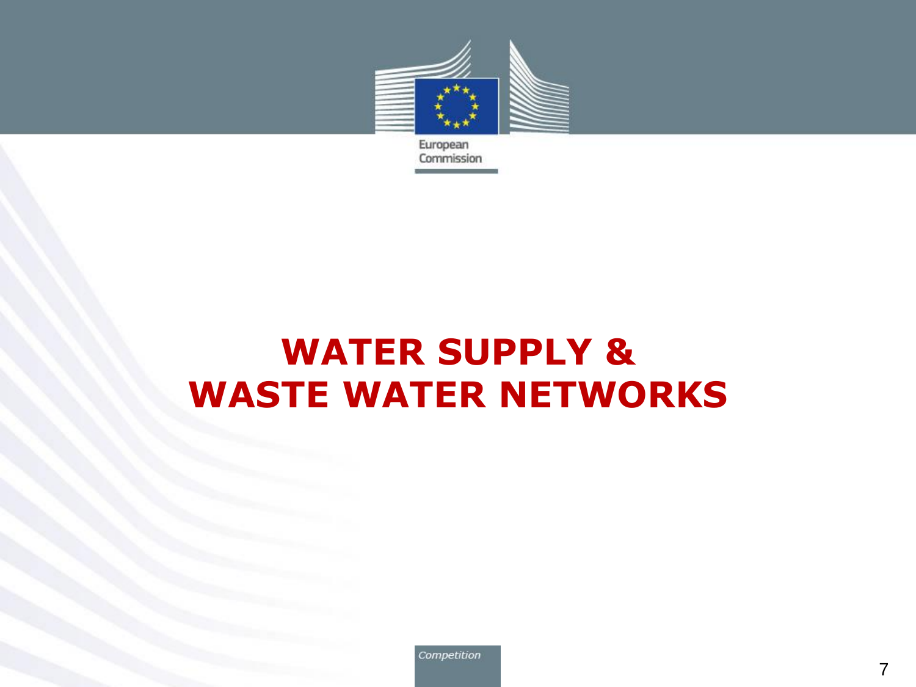# WATER SUPPLY & WASTE WATER NETWORKS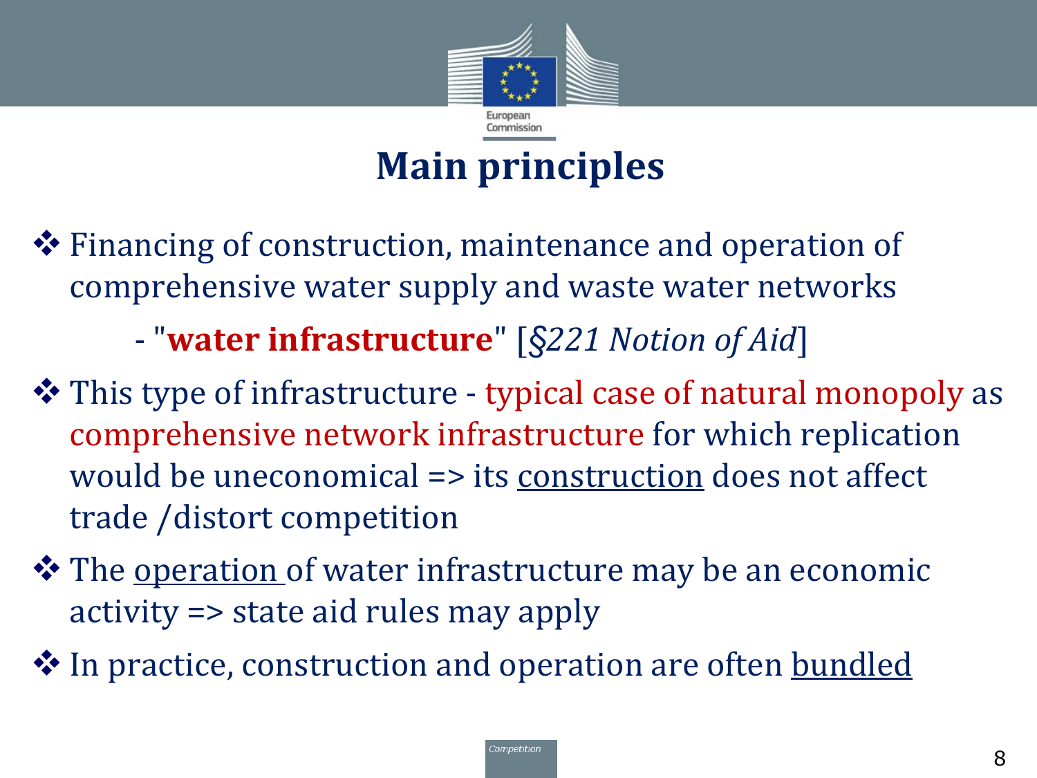# Main principles

- Financing of construction, maintenance and operation of comprehensive water supply and waste water networks
  - "**water infrastructure**" [*§221 Notion of Aid*]
- This type of infrastructure - typical case of natural monopoly as comprehensive network infrastructure for which replication would be uneconomical => its construction does not affect trade /distort competition
- The operation of water infrastructure may be an economic activity => state aid rules may apply
- In practice, construction and operation are often bundled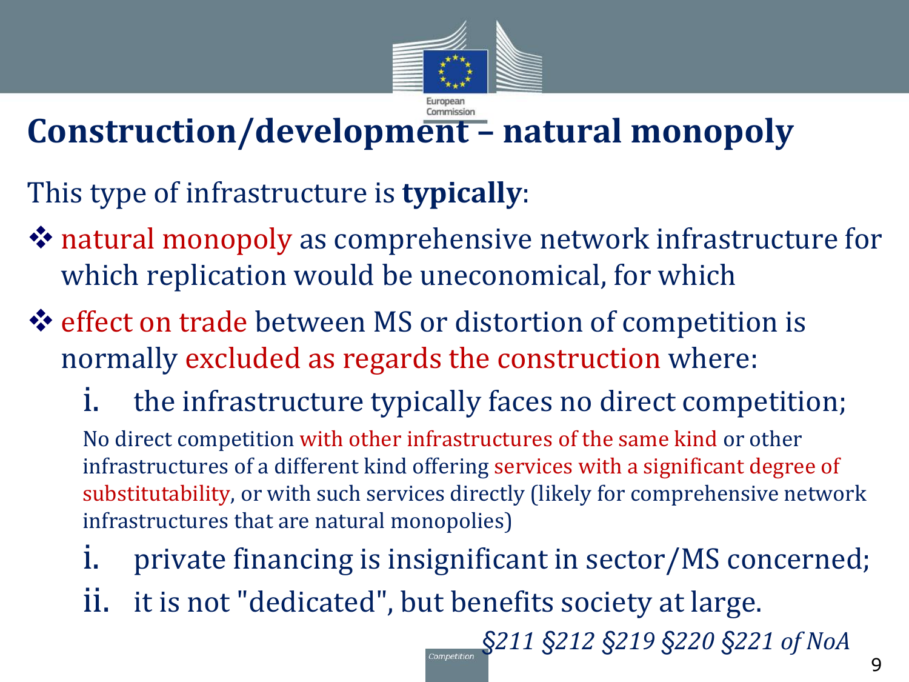# Construction/development – natural monopoly

This type of infrastructure is **typically**:

- natural monopoly as comprehensive network infrastructure for which replication would be uneconomical, for which
- effect on trade between MS or distortion of competition is normally excluded as regards the construction where:

  i. the infrastructure typically faces no direct competition;

  No direct competition with other infrastructures of the same kind or other infrastructures of a different kind offering services with a significant degree of substitutability, or with such services directly (likely for comprehensive network infrastructures that are natural monopolies)

  i. private financing is insignificant in sector/MS concerned;

  ii. it is not "dedicated", but benefits society at large.

*§211 §212 §219 §220 §221 of NoA*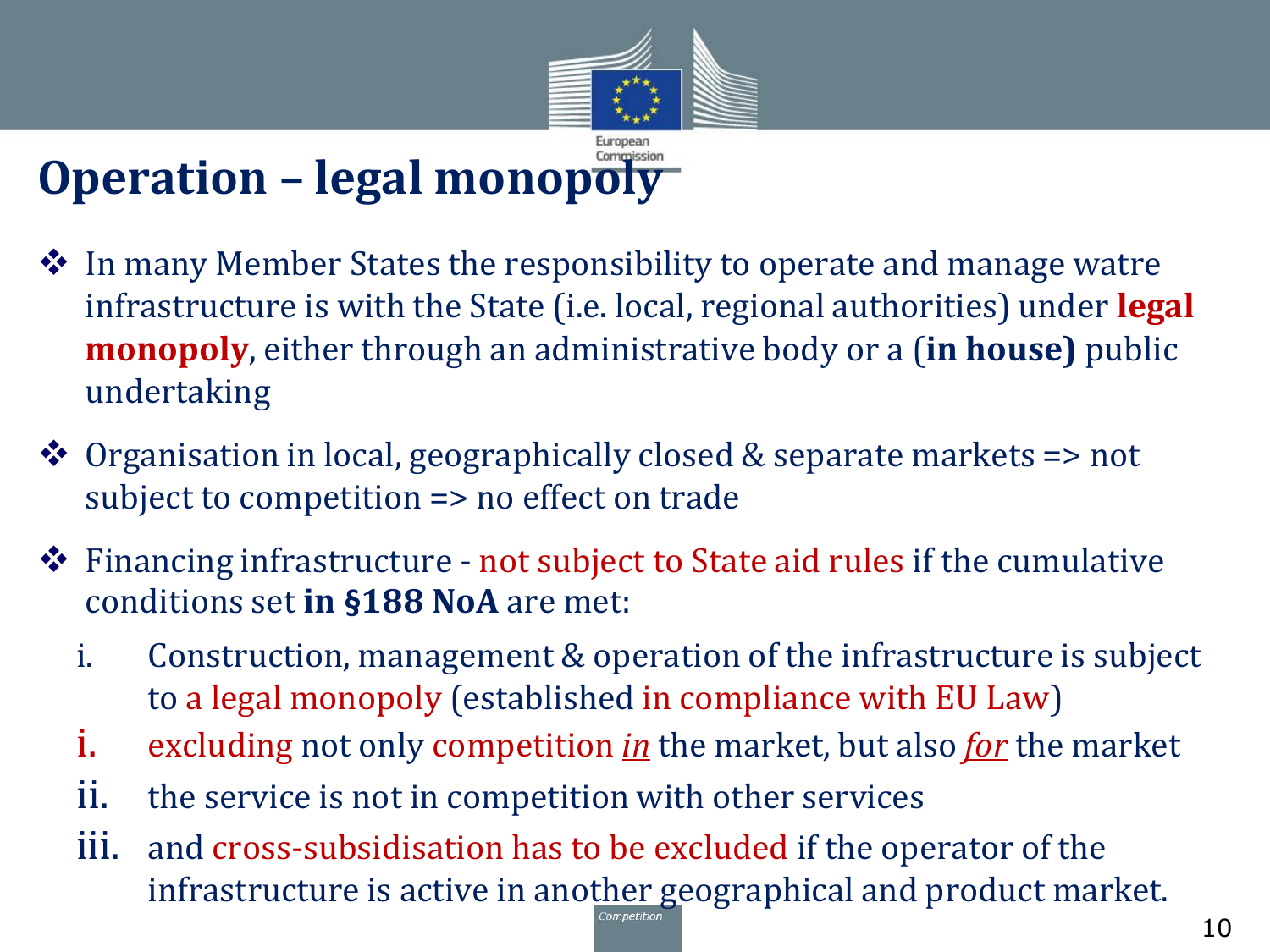# Operation – legal monopoly

- In many Member States the responsibility to operate and manage watre infrastructure is with the State (i.e. local, regional authorities) under **legal monopoly**, either through an administrative body or a (**in house)** public undertaking
- Organisation in local, geographically closed & separate markets => not subject to competition => no effect on trade
- Financing infrastructure - not subject to State aid rules if the cumulative conditions set **in §188 NoA** are met:
  - i. Construction, management & operation of the infrastructure is subject to a legal monopoly (established in compliance with EU Law)
  - i. excluding not only competition *in* the market, but also *for* the market
  - ii. the service is not in competition with other services
  - iii. and cross-subsidisation has to be excluded if the operator of the infrastructure is active in another geographical and product market.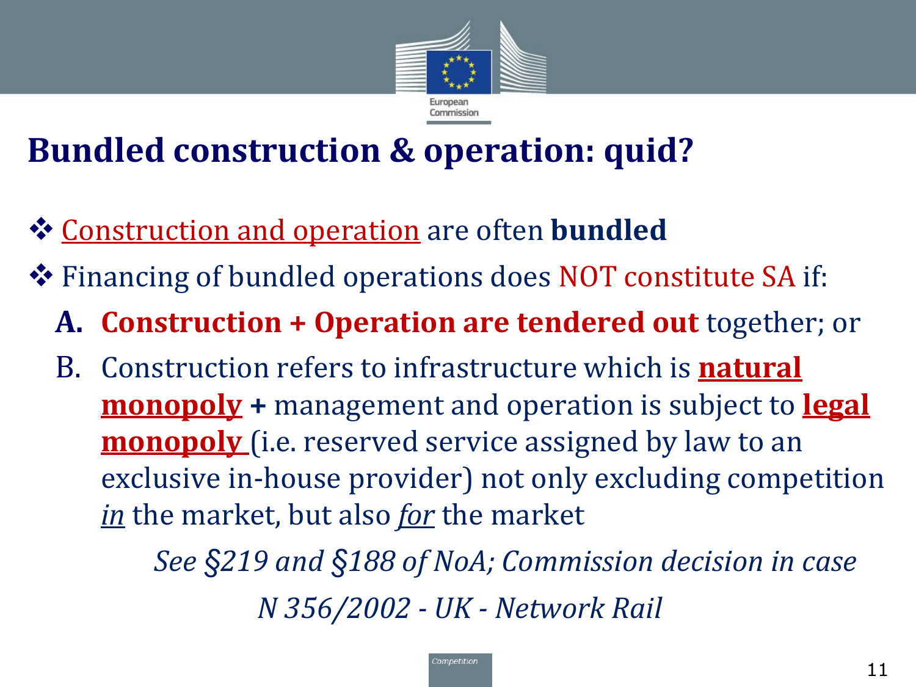# Bundled construction & operation: quid?

- Construction and operation are often **bundled**
- Financing of bundled operations does NOT constitute SA if:
  - **A. Construction + Operation are tendered out** together; or
  - B. Construction refers to infrastructure which is **natural monopoly** **+** management and operation is subject to **legal monopoly** (i.e. reserved service assigned by law to an exclusive in-house provider) not only excluding competition *in* the market, but also *for* the market

*See §219 and §188 of NoA; Commission decision in case N 356/2002 - UK - Network Rail*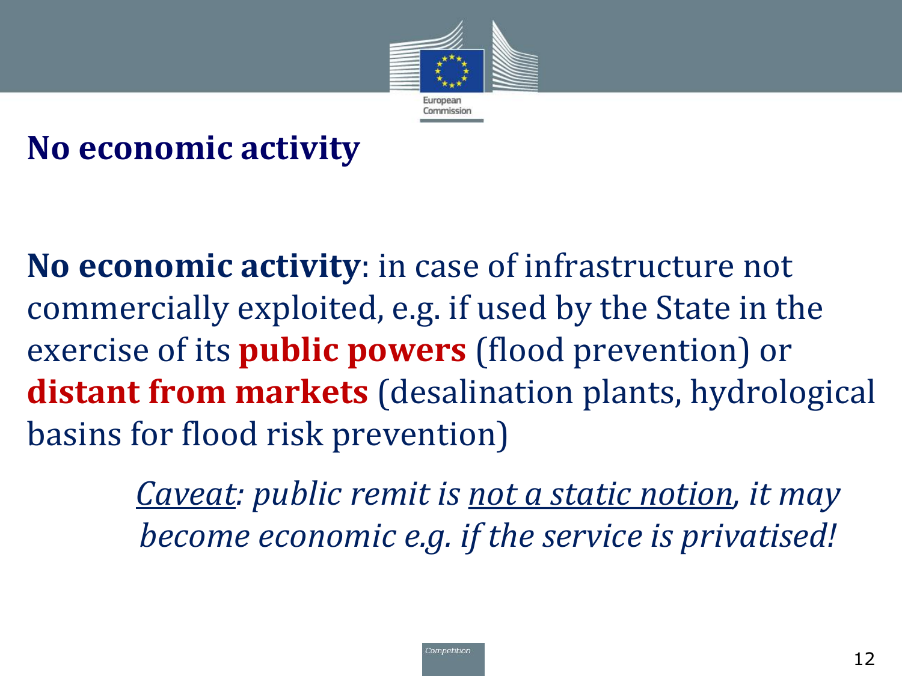# No economic activity

**No economic activity**: in case of infrastructure not commercially exploited, e.g. if used by the State in the exercise of its **public powers** (flood prevention) or **distant from markets** (desalination plants, hydrological basins for flood risk prevention)

*Caveat: public remit is not a static notion, it may become economic e.g. if the service is privatised!*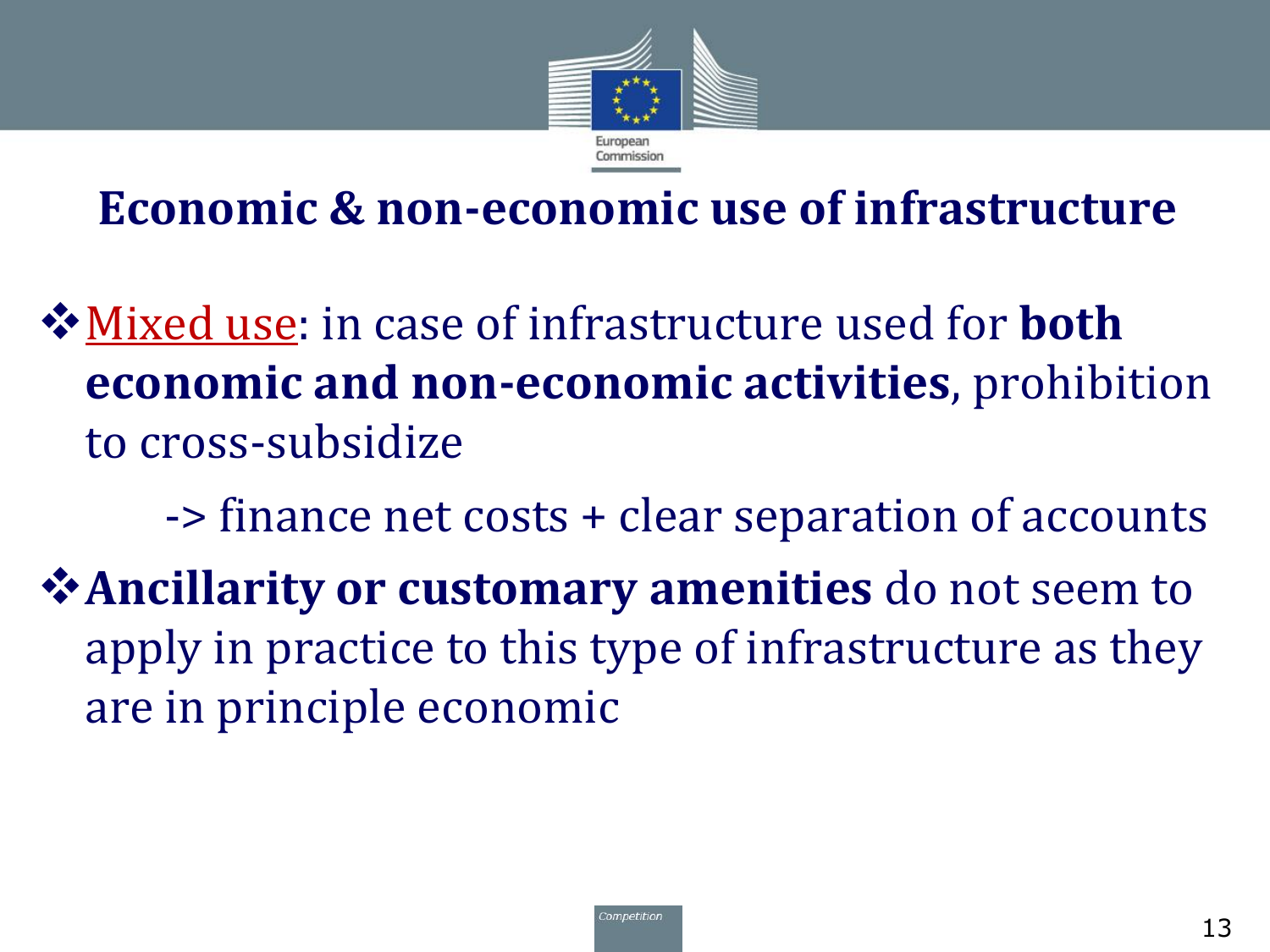# Economic & non-economic use of infrastructure

- Mixed use: in case of infrastructure used for **both economic and non-economic activities**, prohibition to cross-subsidize

  -> finance net costs + clear separation of accounts

- **Ancillarity or customary amenities** do not seem to apply in practice to this type of infrastructure as they are in principle economic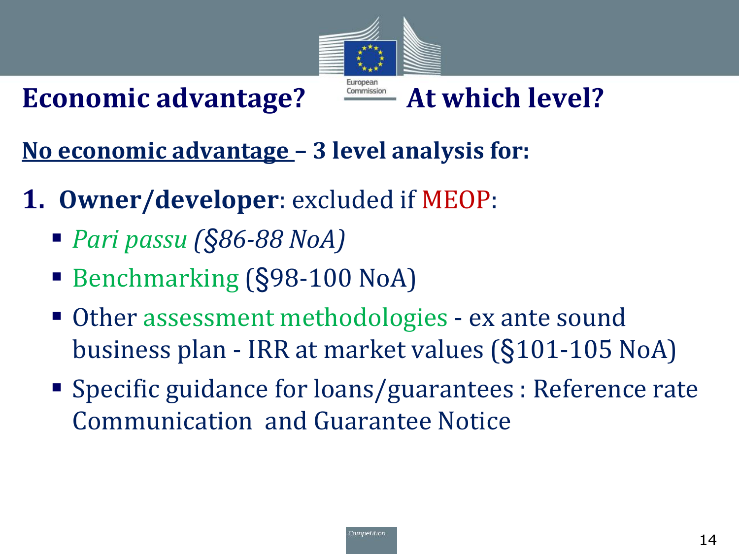## Economic advantage? At which level?

**No economic advantage – 3 level analysis for:**

1. **Owner/developer**: excluded if MEOP:
   - *Pari passu (§86-88 NoA)*
   - Benchmarking (§98-100 NoA)
   - Other assessment methodologies - ex ante sound business plan - IRR at market values (§101-105 NoA)
   - Specific guidance for loans/guarantees : Reference rate Communication and Guarantee Notice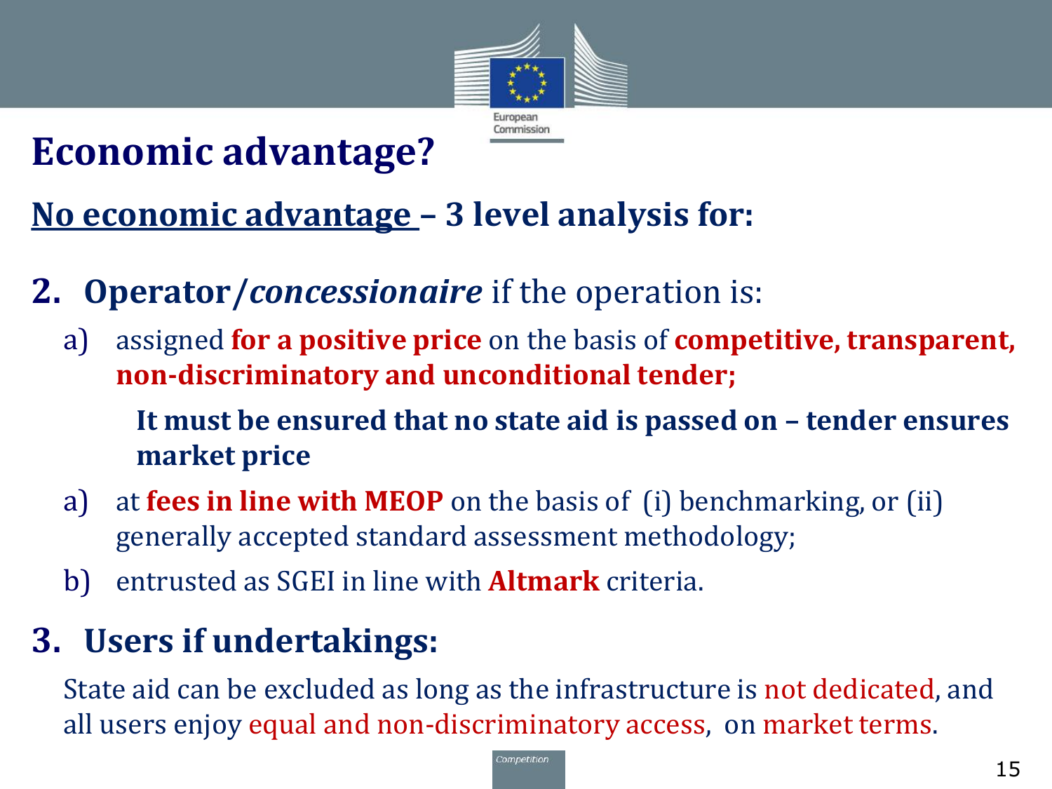# Economic advantage?

## No economic advantage – 3 level analysis for:

2. **Operator/*concessionaire*** if the operation is:

   a) assigned **for a positive price** on the basis of **competitive, transparent, non-discriminatory and unconditional tender;**

      **It must be ensured that no state aid is passed on – tender ensures market price**

   a) at **fees in line with MEOP** on the basis of (i) benchmarking, or (ii) generally accepted standard assessment methodology;

   b) entrusted as SGEI in line with **Altmark** criteria.

3. **Users if undertakings:**

   State aid can be excluded as long as the infrastructure is not dedicated, and all users enjoy equal and non-discriminatory access, on market terms.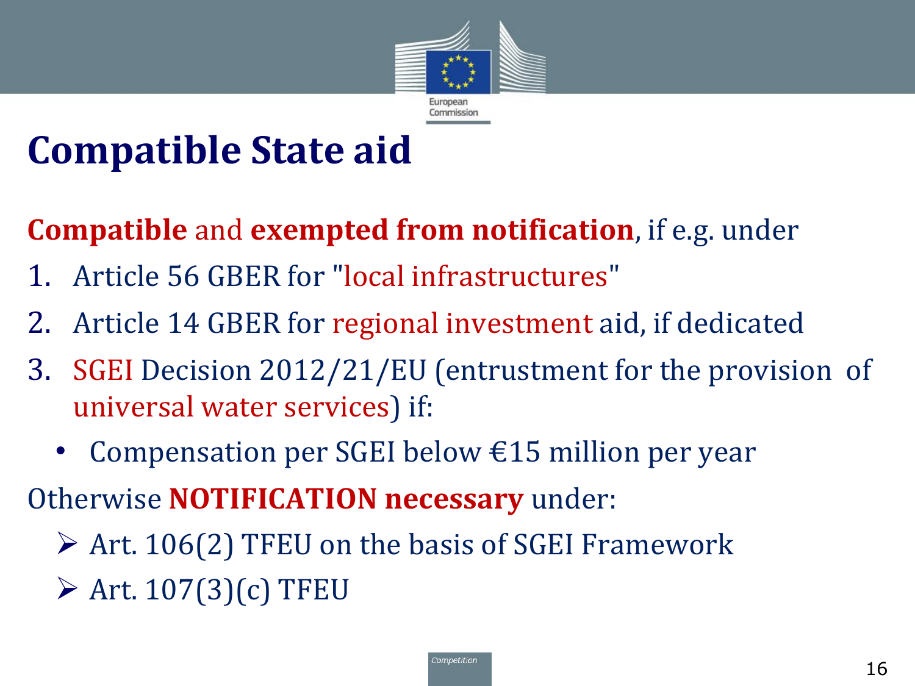# Compatible State aid

**Compatible** and **exempted from notification**, if e.g. under

1. Article 56 GBER for "local infrastructures"
2. Article 14 GBER for regional investment aid, if dedicated
3. SGEI Decision 2012/21/EU (entrustment for the provision of universal water services) if:
   - Compensation per SGEI below €15 million per year

Otherwise **NOTIFICATION necessary** under:

- Art. 106(2) TFEU on the basis of SGEI Framework
- Art. 107(3)(c) TFEU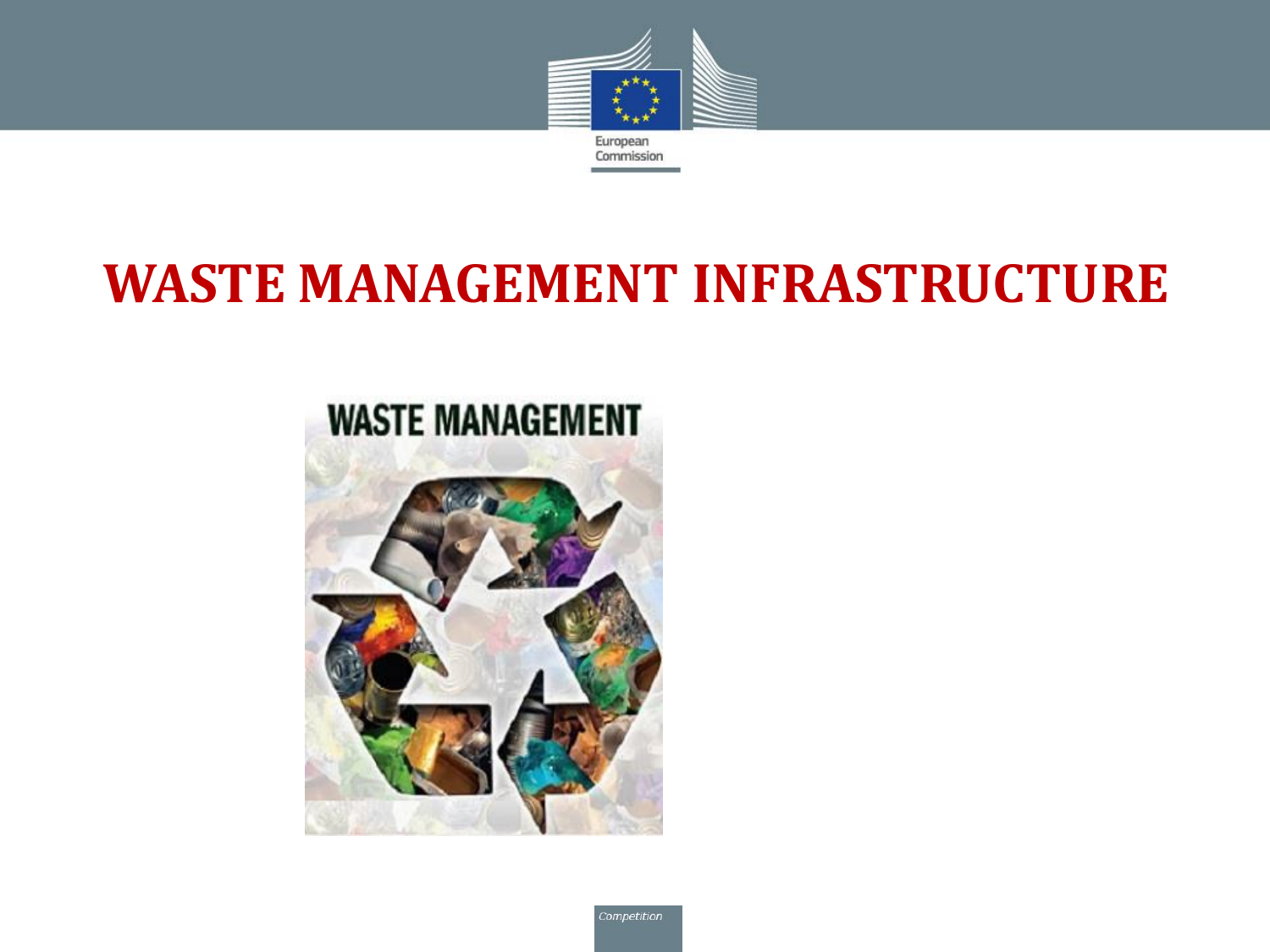# WASTE MANAGEMENT INFRASTRUCTURE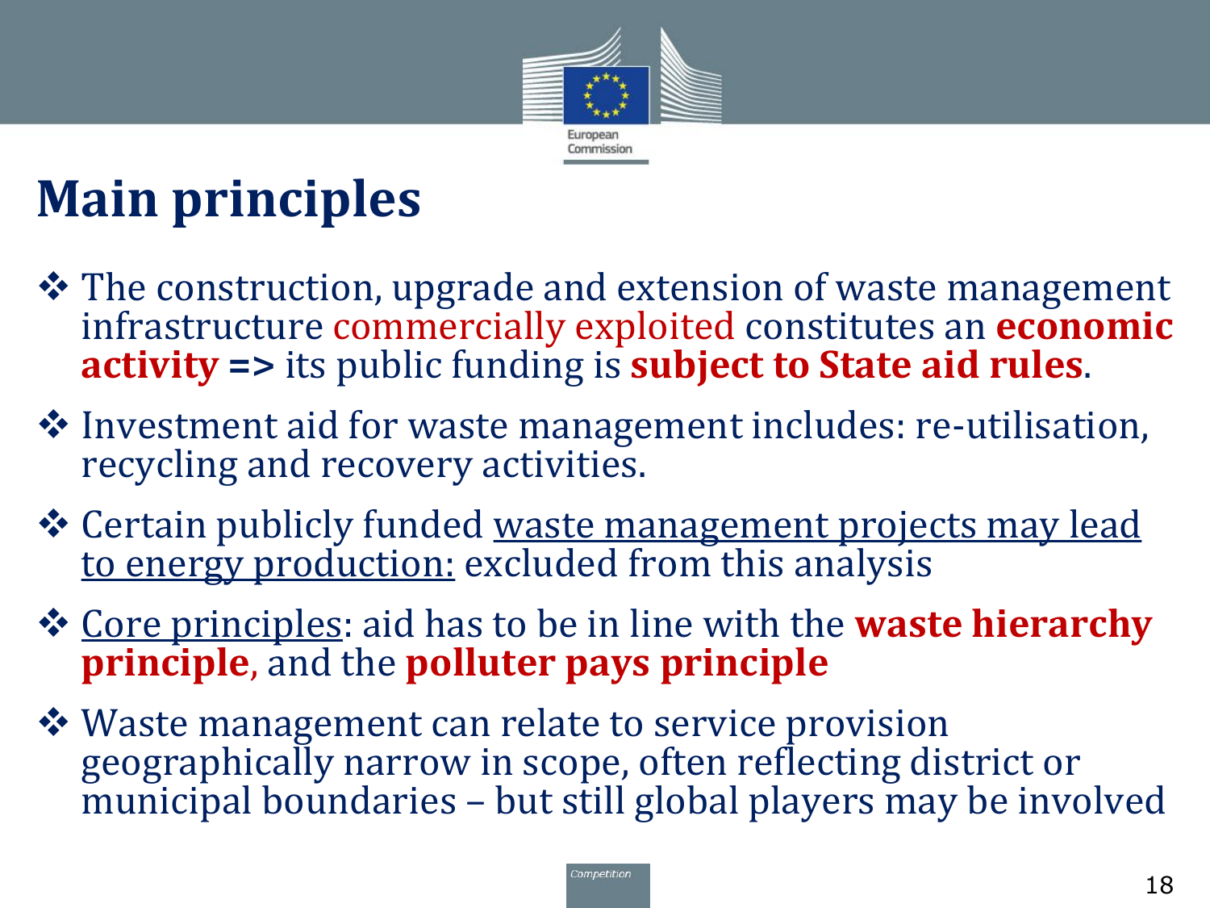# Main principles

- The construction, upgrade and extension of waste management infrastructure commercially exploited constitutes an **economic activity =>** its public funding is **subject to State aid rules**.
- Investment aid for waste management includes: re-utilisation, recycling and recovery activities.
- Certain publicly funded waste management projects may lead to energy production: excluded from this analysis
- Core principles: aid has to be in line with the **waste hierarchy principle**, and the **polluter pays principle**
- Waste management can relate to service provision geographically narrow in scope, often reflecting district or municipal boundaries – but still global players may be involved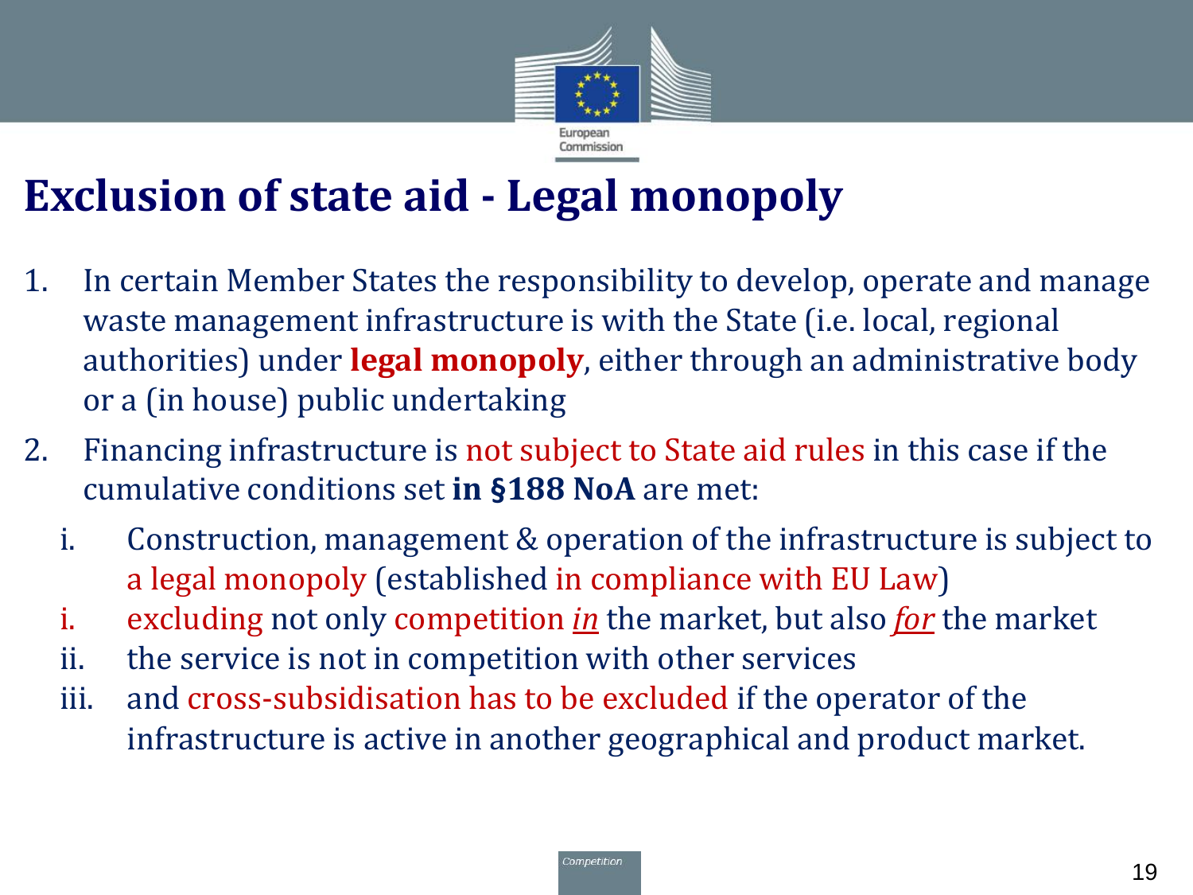# Exclusion of state aid - Legal monopoly

1. In certain Member States the responsibility to develop, operate and manage waste management infrastructure is with the State (i.e. local, regional authorities) under **legal monopoly**, either through an administrative body or a (in house) public undertaking
2. Financing infrastructure is not subject to State aid rules in this case if the cumulative conditions set **in §188 NoA** are met:
   i. Construction, management & operation of the infrastructure is subject to a legal monopoly (established in compliance with EU Law)
   i. excluding not only competition ***in*** the market, but also ***for*** the market
   ii. the service is not in competition with other services
   iii. and cross-subsidisation has to be excluded if the operator of the infrastructure is active in another geographical and product market.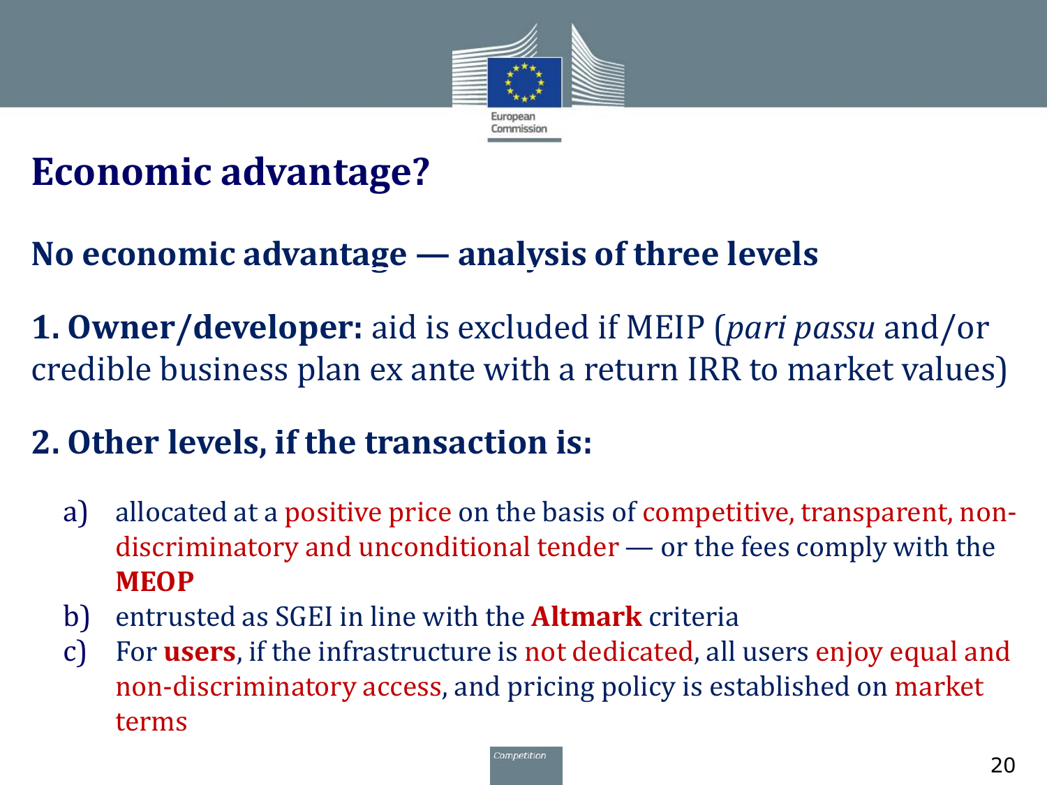# Economic advantage?

## No economic advantage — analysis of three levels

**1. Owner/developer:** aid is excluded if MEIP (*pari passu* and/or credible business plan ex ante with a return IRR to market values)

## 2. Other levels, if the transaction is:

a) allocated at a positive price on the basis of competitive, transparent, non-discriminatory and unconditional tender — or the fees comply with the **MEOP**
b) entrusted as SGEI in line with the **Altmark** criteria
c) For **users**, if the infrastructure is not dedicated, all users enjoy equal and non-discriminatory access, and pricing policy is established on market terms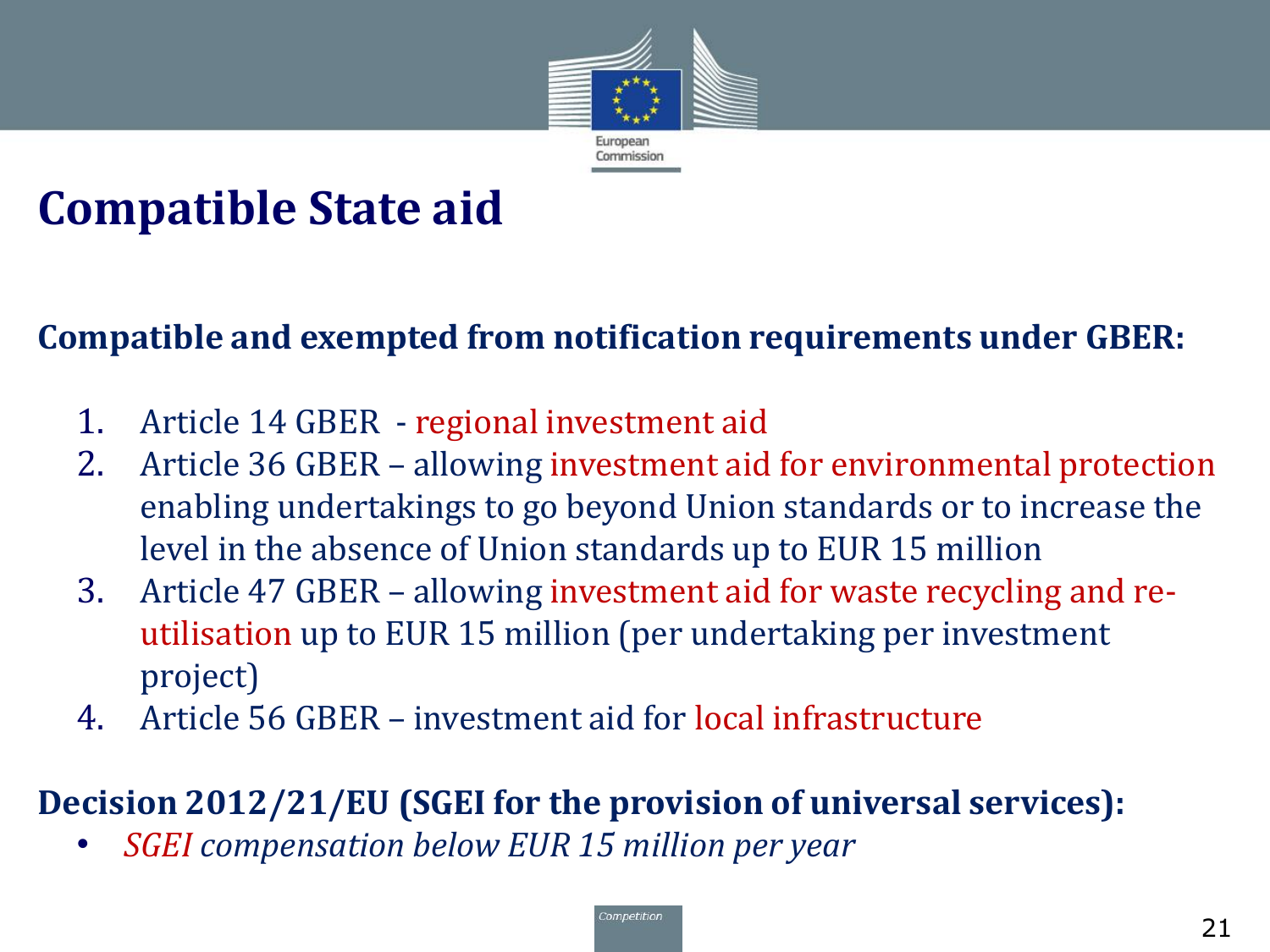# Compatible State aid

**Compatible and exempted from notification requirements under GBER:**

1. Article 14 GBER - regional investment aid
2. Article 36 GBER – allowing investment aid for environmental protection enabling undertakings to go beyond Union standards or to increase the level in the absence of Union standards up to EUR 15 million
3. Article 47 GBER – allowing investment aid for waste recycling and re-utilisation up to EUR 15 million (per undertaking per investment project)
4. Article 56 GBER – investment aid for local infrastructure

**Decision 2012/21/EU (SGEI for the provision of universal services):**

- *SGEI compensation below EUR 15 million per year*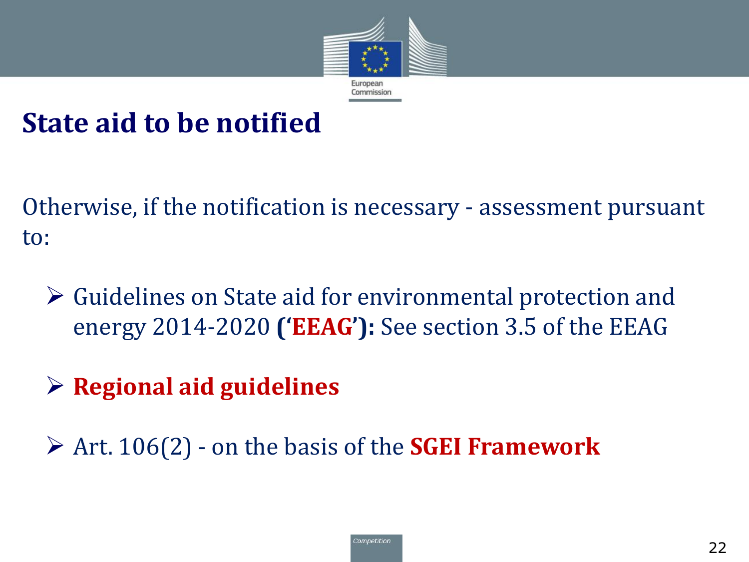# State aid to be notified

Otherwise, if the notification is necessary - assessment pursuant to:

- Guidelines on State aid for environmental protection and energy 2014-2020 **('EEAG'):** See section 3.5 of the EEAG
- **Regional aid guidelines**
- Art. 106(2) - on the basis of the **SGEI Framework**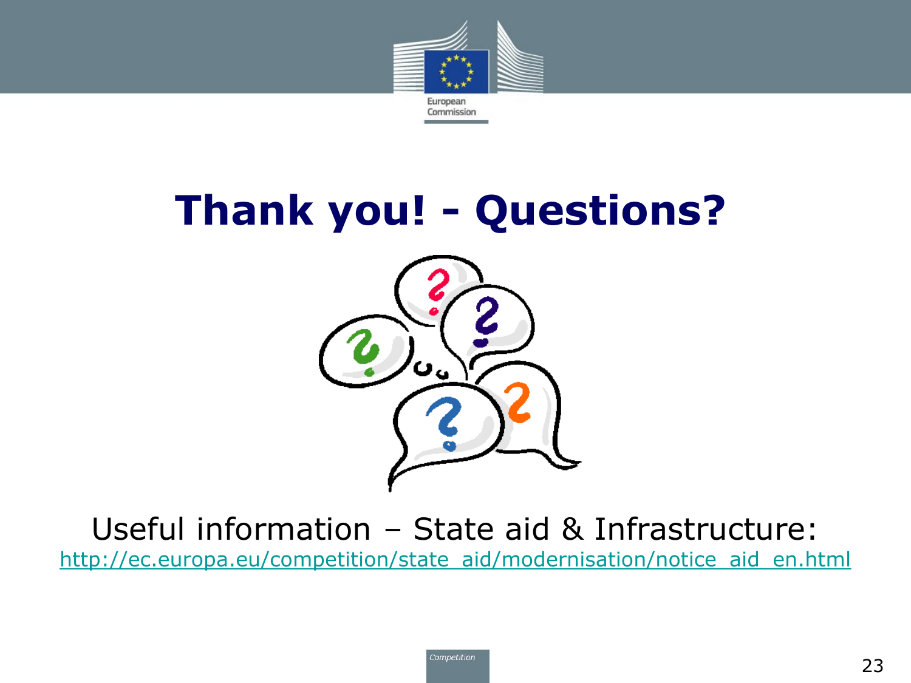# Thank you! - Questions?

Useful information – State aid & Infrastructure:

http://ec.europa.eu/competition/state_aid/modernisation/notice_aid_en.html